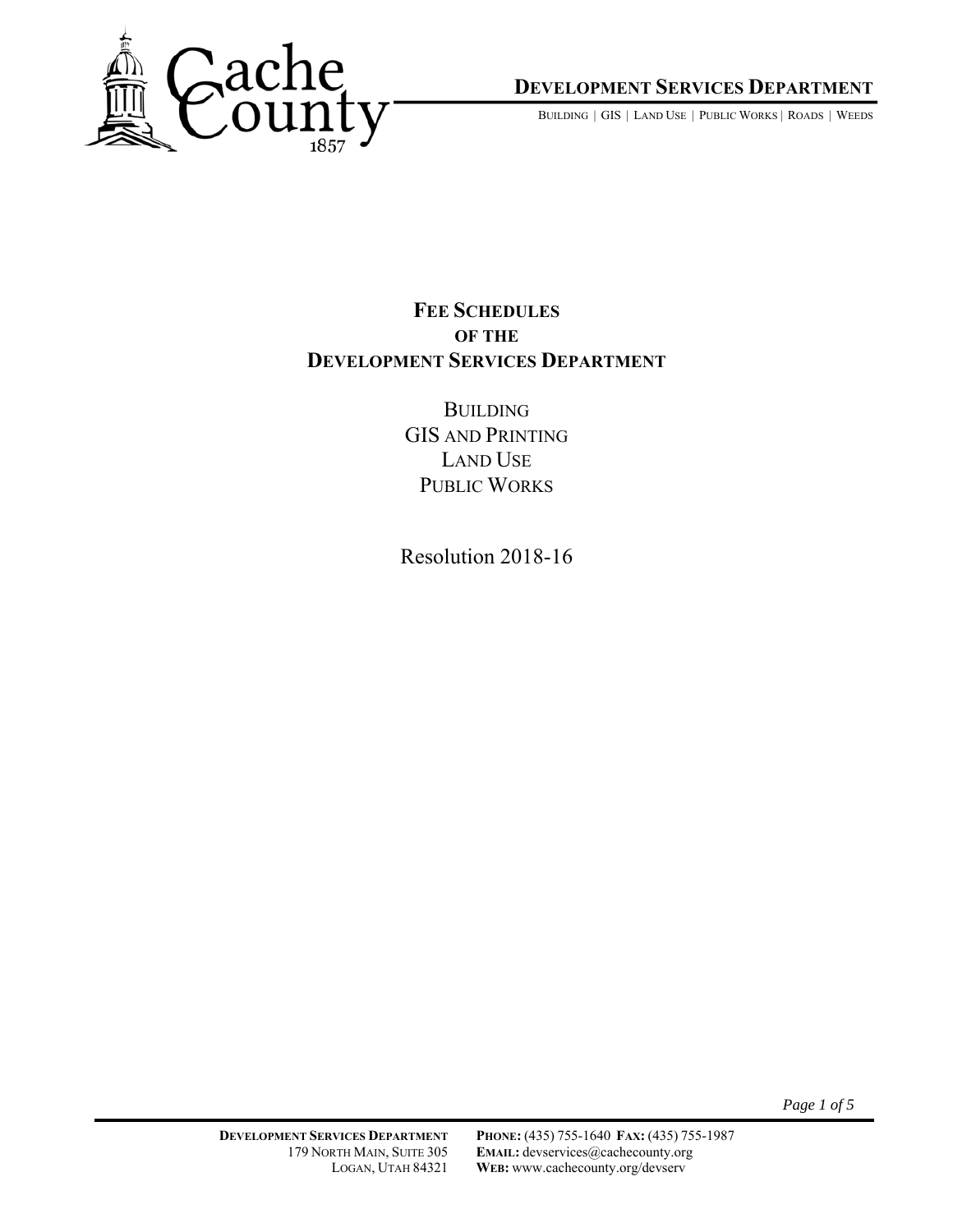# Fee Schedules of the Development Services Department

Building
GIS and Printing
Land Use
Public Works

Resolution 2018-16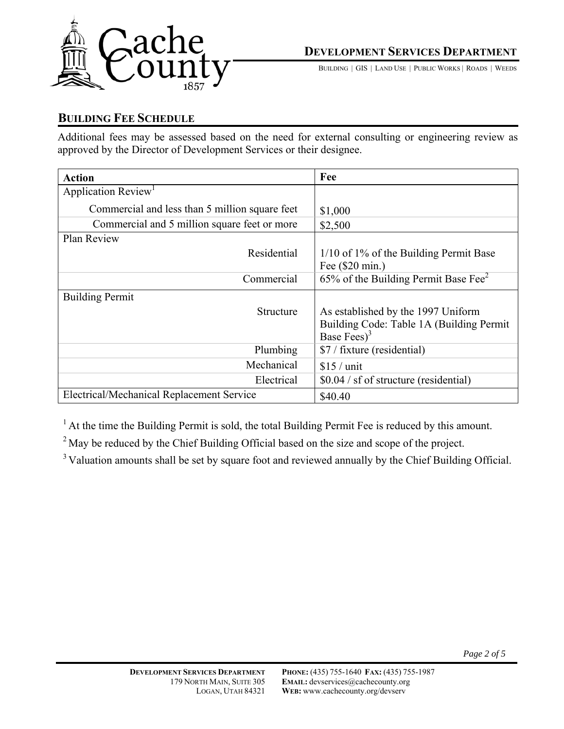## BUILDING FEE SCHEDULE

Additional fees may be assessed based on the need for external consulting or engineering review as approved by the Director of Development Services or their designee.

| Action | Fee |
|---|---|
| Application Review[1] | |
| Commercial and less than 5 million square feet | $1,000 |
| Commercial and 5 million square feet or more | $2,500 |
| Plan Review | |
| Residential | 1/10 of 1% of the Building Permit Base Fee ($20 min.) |
| Commercial | 65% of the Building Permit Base Fee[2] |
| Building Permit | |
| Structure | As established by the 1997 Uniform Building Code: Table 1A (Building Permit Base Fees)[3] |
| Plumbing | $7 / fixture (residential) |
| Mechanical | $15 / unit |
| Electrical | $0.04 / sf of structure (residential) |
| Electrical/Mechanical Replacement Service | $40.40 |

[1] At the time the Building Permit is sold, the total Building Permit Fee is reduced by this amount.

[2] May be reduced by the Chief Building Official based on the size and scope of the project.

[3] Valuation amounts shall be set by square foot and reviewed annually by the Chief Building Official.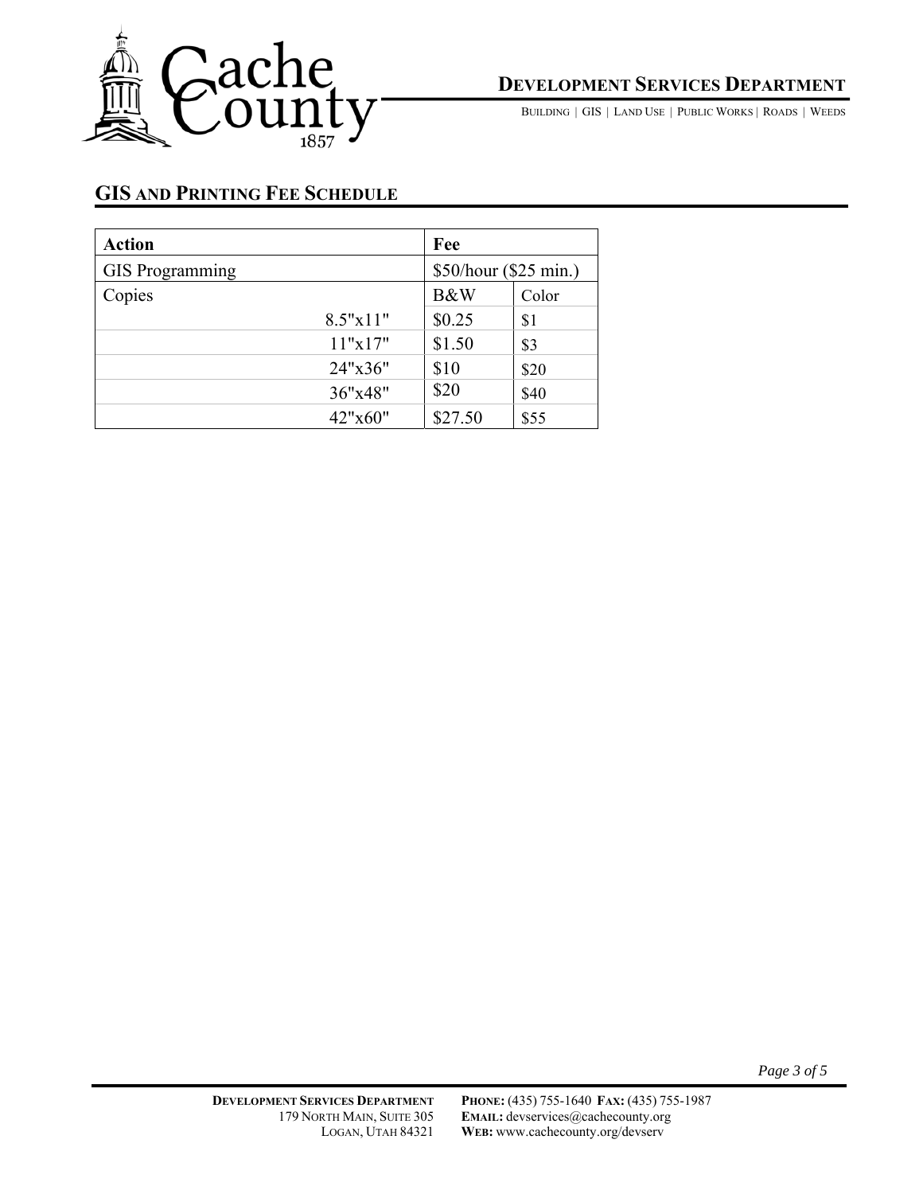**Cache County** 1857

## DEVELOPMENT SERVICES DEPARTMENT

BUILDING | GIS | LAND USE | PUBLIC WORKS | ROADS | WEEDS

## GIS AND PRINTING FEE SCHEDULE

| Action | | Fee | |
|---|---|---|---|
| GIS Programming | | $50/hour ($25 min.) | |
| Copies | | B&W | Color |
| | 8.5"x11" | $0.25 | $1 |
| | 11"x17" | $1.50 | $3 |
| | 24"x36" | $10 | $20 |
| | 36"x48" | $20 | $40 |
| | 42"x60" | $27.50 | $55 |

**DEVELOPMENT SERVICES DEPARTMENT**
179 NORTH MAIN, SUITE 305
LOGAN, UTAH 84321

**PHONE:** (435) 755-1640 **FAX:** (435) 755-1987
**EMAIL:** devservices@cachecounty.org
**WEB:** www.cachecounty.org/devserv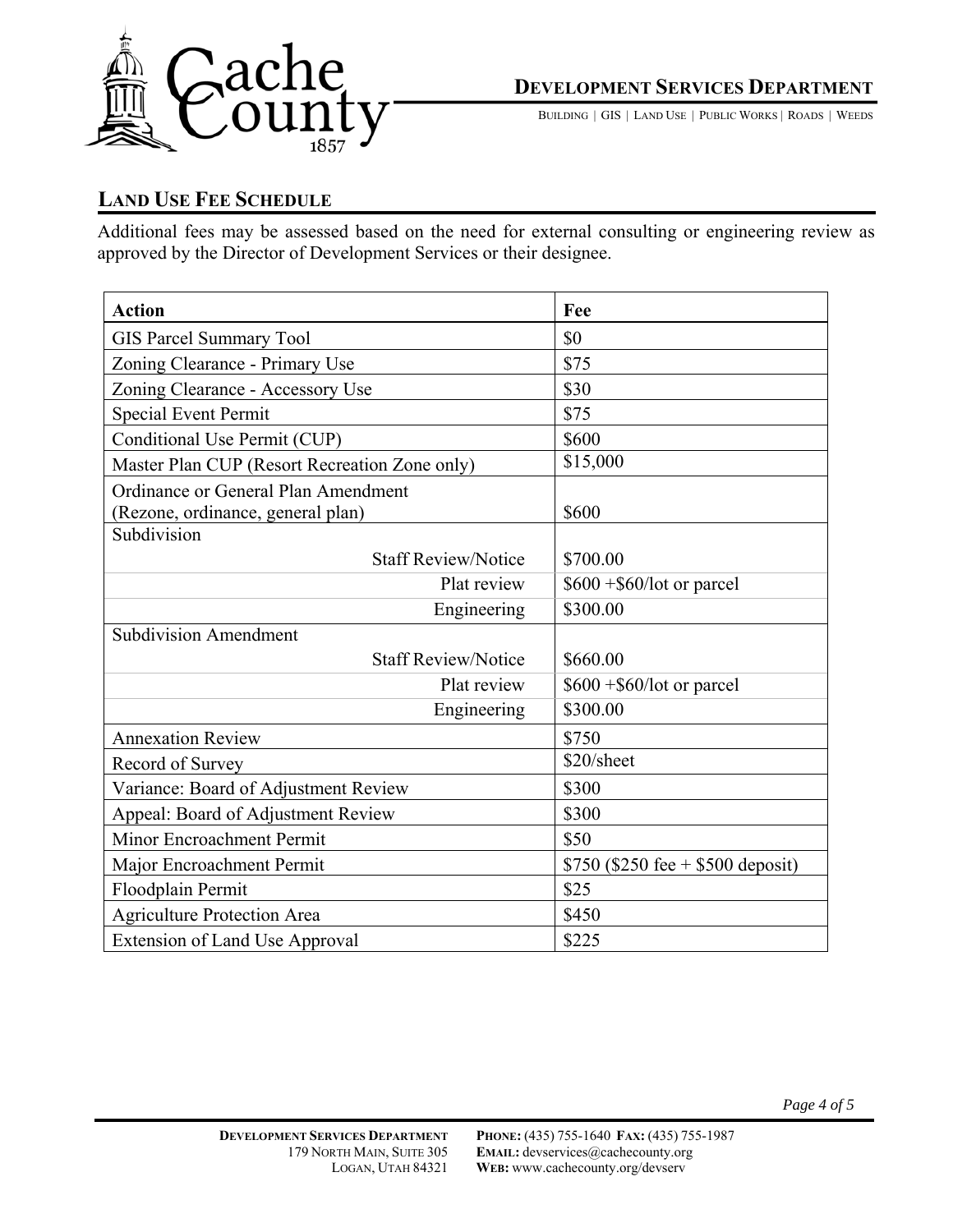## LAND USE FEE SCHEDULE

Additional fees may be assessed based on the need for external consulting or engineering review as approved by the Director of Development Services or their designee.

| Action | Fee |
| --- | --- |
| GIS Parcel Summary Tool | $0 |
| Zoning Clearance - Primary Use | $75 |
| Zoning Clearance - Accessory Use | $30 |
| Special Event Permit | $75 |
| Conditional Use Permit (CUP) | $600 |
| Master Plan CUP (Resort Recreation Zone only) | $15,000 |
| Ordinance or General Plan Amendment (Rezone, ordinance, general plan) | $600 |
| Subdivision | |
| Staff Review/Notice | $700.00 |
| Plat review | $600 +$60/lot or parcel |
| Engineering | $300.00 |
| Subdivision Amendment | |
| Staff Review/Notice | $660.00 |
| Plat review | $600 +$60/lot or parcel |
| Engineering | $300.00 |
| Annexation Review | $750 |
| Record of Survey | $20/sheet |
| Variance: Board of Adjustment Review | $300 |
| Appeal: Board of Adjustment Review | $300 |
| Minor Encroachment Permit | $50 |
| Major Encroachment Permit | $750 ($250 fee + $500 deposit) |
| Floodplain Permit | $25 |
| Agriculture Protection Area | $450 |
| Extension of Land Use Approval | $225 |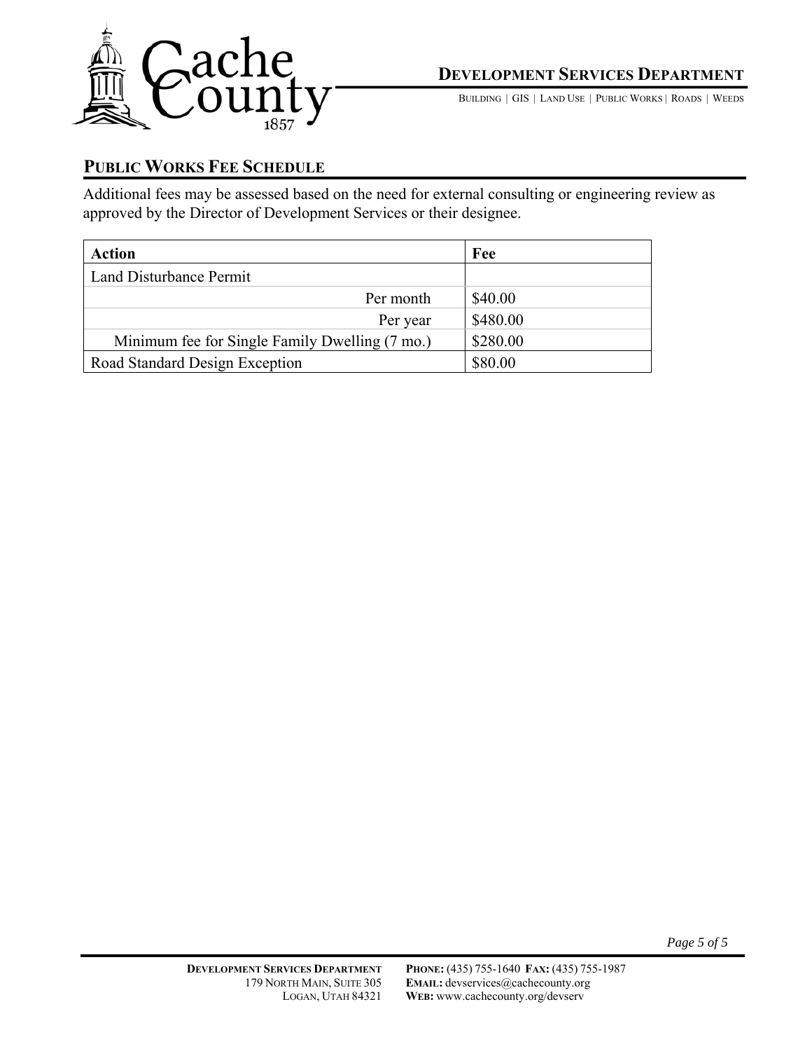## PUBLIC WORKS FEE SCHEDULE

Additional fees may be assessed based on the need for external consulting or engineering review as approved by the Director of Development Services or their designee.

| Action | Fee |
|---|---|
| Land Disturbance Permit | |
| Per month | $40.00 |
| Per year | $480.00 |
| Minimum fee for Single Family Dwelling (7 mo.) | $280.00 |
| Road Standard Design Exception | $80.00 |